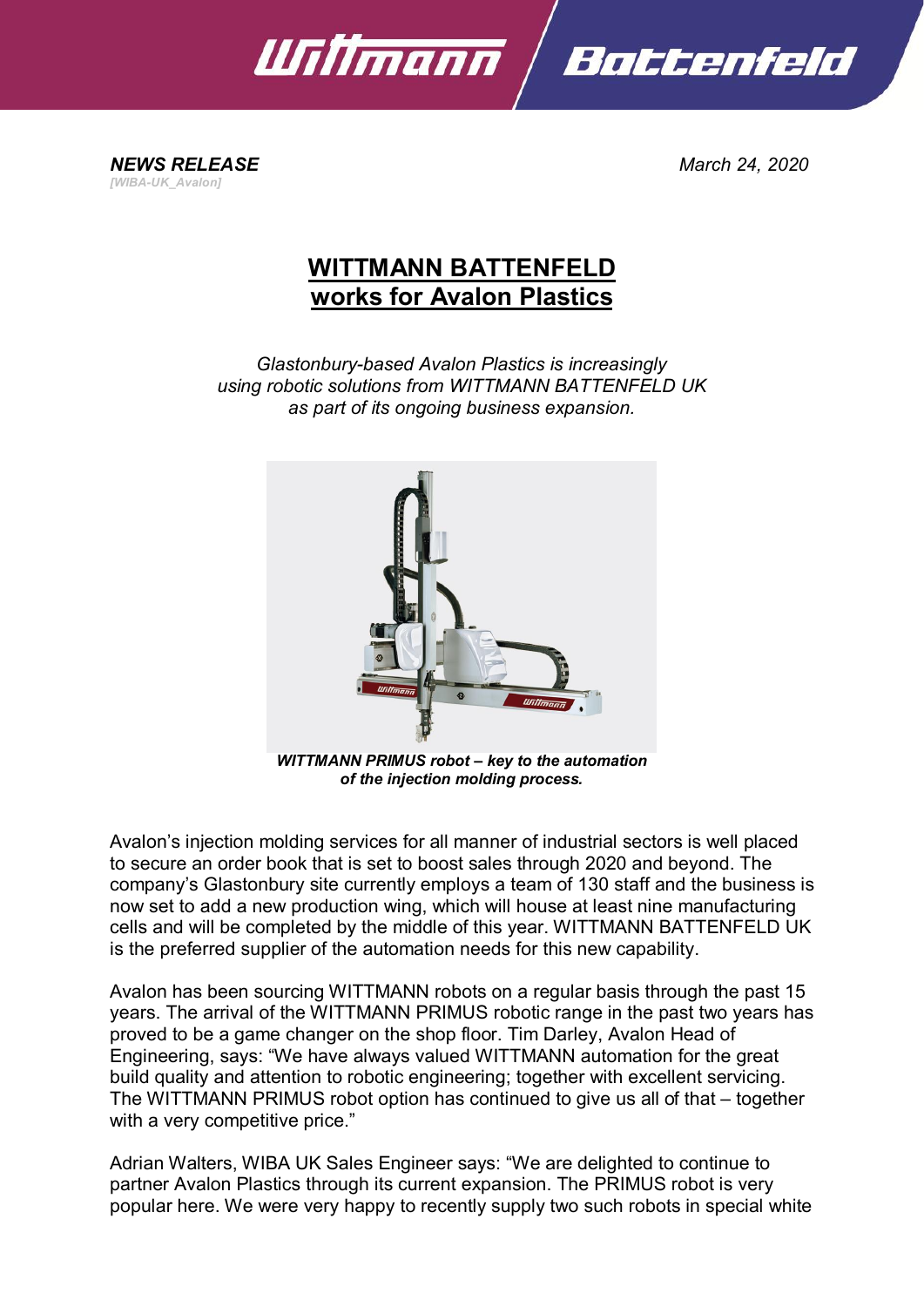***NEWS RELEASE***
*[WIBA-UK_Avalon]*

*March 24, 2020*

# WITTMANN BATTENFELD works for Avalon Plastics

*Glastonbury-based Avalon Plastics is increasingly using robotic solutions from WITTMANN BATTENFELD UK as part of its ongoing business expansion.*

***WITTMANN PRIMUS robot – key to the automation of the injection molding process.***

Avalon's injection molding services for all manner of industrial sectors is well placed to secure an order book that is set to boost sales through 2020 and beyond. The company's Glastonbury site currently employs a team of 130 staff and the business is now set to add a new production wing, which will house at least nine manufacturing cells and will be completed by the middle of this year. WITTMANN BATTENFELD UK is the preferred supplier of the automation needs for this new capability.

Avalon has been sourcing WITTMANN robots on a regular basis through the past 15 years. The arrival of the WITTMANN PRIMUS robotic range in the past two years has proved to be a game changer on the shop floor. Tim Darley, Avalon Head of Engineering, says: "We have always valued WITTMANN automation for the great build quality and attention to robotic engineering; together with excellent servicing. The WITTMANN PRIMUS robot option has continued to give us all of that – together with a very competitive price."

Adrian Walters, WIBA UK Sales Engineer says: "We are delighted to continue to partner Avalon Plastics through its current expansion. The PRIMUS robot is very popular here. We were very happy to recently supply two such robots in special white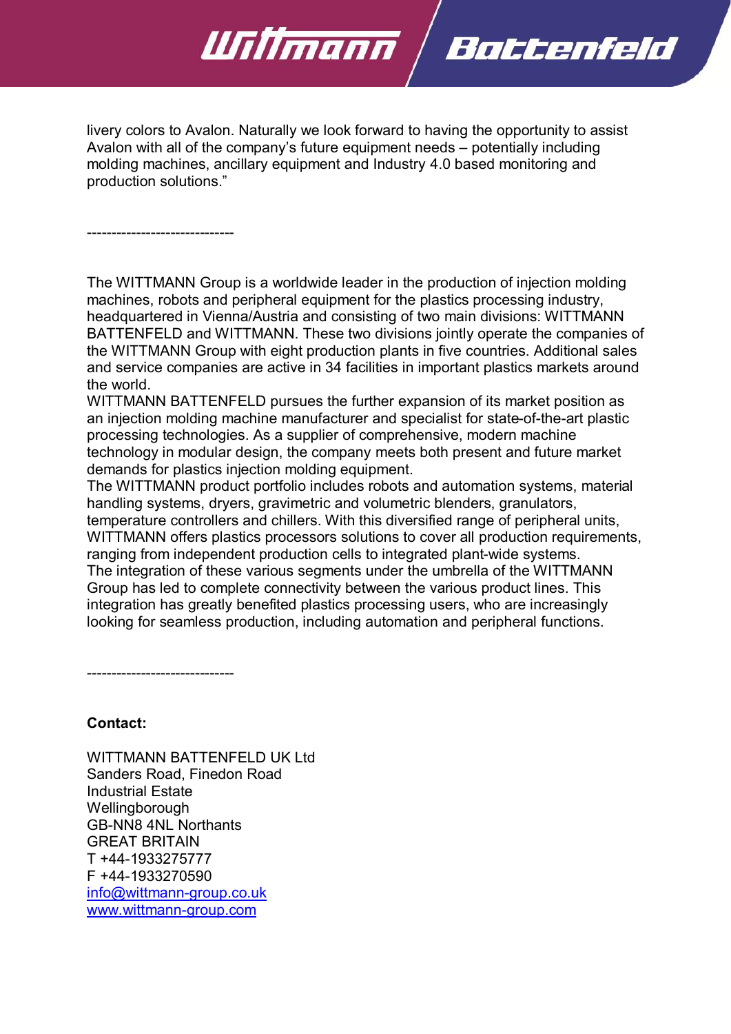livery colors to Avalon. Naturally we look forward to having the opportunity to assist Avalon with all of the company's future equipment needs – potentially including molding machines, ancillary equipment and Industry 4.0 based monitoring and production solutions."

------------------------------

The WITTMANN Group is a worldwide leader in the production of injection molding machines, robots and peripheral equipment for the plastics processing industry, headquartered in Vienna/Austria and consisting of two main divisions: WITTMANN BATTENFELD and WITTMANN. These two divisions jointly operate the companies of the WITTMANN Group with eight production plants in five countries. Additional sales and service companies are active in 34 facilities in important plastics markets around the world.
WITTMANN BATTENFELD pursues the further expansion of its market position as an injection molding machine manufacturer and specialist for state-of-the-art plastic processing technologies. As a supplier of comprehensive, modern machine technology in modular design, the company meets both present and future market demands for plastics injection molding equipment.
The WITTMANN product portfolio includes robots and automation systems, material handling systems, dryers, gravimetric and volumetric blenders, granulators, temperature controllers and chillers. With this diversified range of peripheral units, WITTMANN offers plastics processors solutions to cover all production requirements, ranging from independent production cells to integrated plant-wide systems.
The integration of these various segments under the umbrella of the WITTMANN Group has led to complete connectivity between the various product lines. This integration has greatly benefited plastics processing users, who are increasingly looking for seamless production, including automation and peripheral functions.

------------------------------

**Contact:**

WITTMANN BATTENFELD UK Ltd
Sanders Road, Finedon Road
Industrial Estate
Wellingborough
GB-NN8 4NL Northants
GREAT BRITAIN
T +44-1933275777
F +44-1933270590
info@wittmann-group.co.uk
www.wittmann-group.com